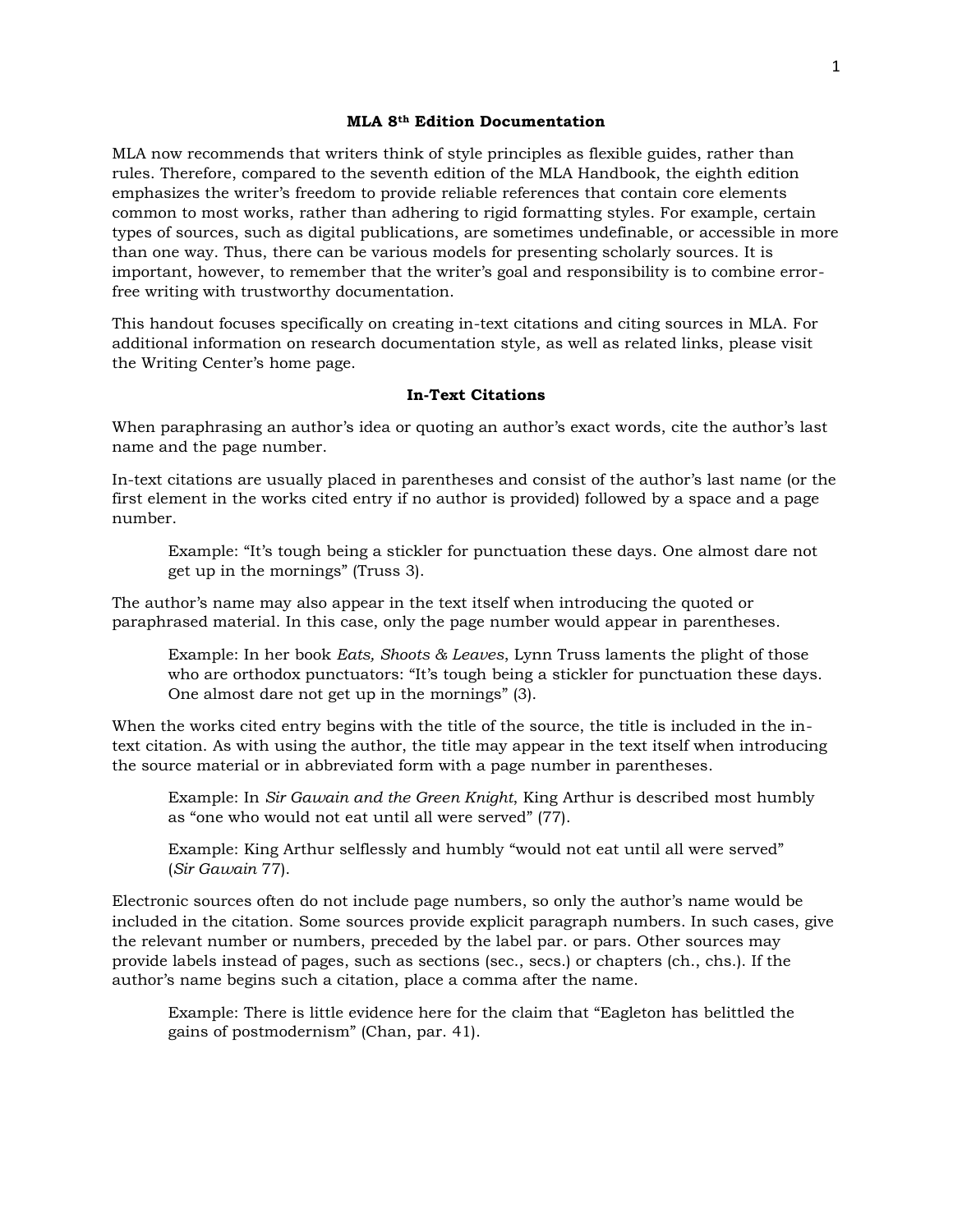# MLA 8th Edition Documentation

MLA now recommends that writers think of style principles as flexible guides, rather than rules. Therefore, compared to the seventh edition of the MLA Handbook, the eighth edition emphasizes the writer's freedom to provide reliable references that contain core elements common to most works, rather than adhering to rigid formatting styles. For example, certain types of sources, such as digital publications, are sometimes undefinable, or accessible in more than one way. Thus, there can be various models for presenting scholarly sources. It is important, however, to remember that the writer's goal and responsibility is to combine error-free writing with trustworthy documentation.

This handout focuses specifically on creating in-text citations and citing sources in MLA. For additional information on research documentation style, as well as related links, please visit the Writing Center's home page.

## In-Text Citations

When paraphrasing an author's idea or quoting an author's exact words, cite the author's last name and the page number.

In-text citations are usually placed in parentheses and consist of the author's last name (or the first element in the works cited entry if no author is provided) followed by a space and a page number.

> Example: "It's tough being a stickler for punctuation these days. One almost dare not get up in the mornings" (Truss 3).

The author's name may also appear in the text itself when introducing the quoted or paraphrased material. In this case, only the page number would appear in parentheses.

> Example: In her book *Eats, Shoots & Leaves*, Lynn Truss laments the plight of those who are orthodox punctuators: "It's tough being a stickler for punctuation these days. One almost dare not get up in the mornings" (3).

When the works cited entry begins with the title of the source, the title is included in the in-text citation. As with using the author, the title may appear in the text itself when introducing the source material or in abbreviated form with a page number in parentheses.

> Example: In *Sir Gawain and the Green Knight*, King Arthur is described most humbly as "one who would not eat until all were served" (77).

> Example: King Arthur selflessly and humbly "would not eat until all were served" (*Sir Gawain* 77).

Electronic sources often do not include page numbers, so only the author's name would be included in the citation. Some sources provide explicit paragraph numbers. In such cases, give the relevant number or numbers, preceded by the label par. or pars. Other sources may provide labels instead of pages, such as sections (sec., secs.) or chapters (ch., chs.). If the author's name begins such a citation, place a comma after the name.

> Example: There is little evidence here for the claim that "Eagleton has belittled the gains of postmodernism" (Chan, par. 41).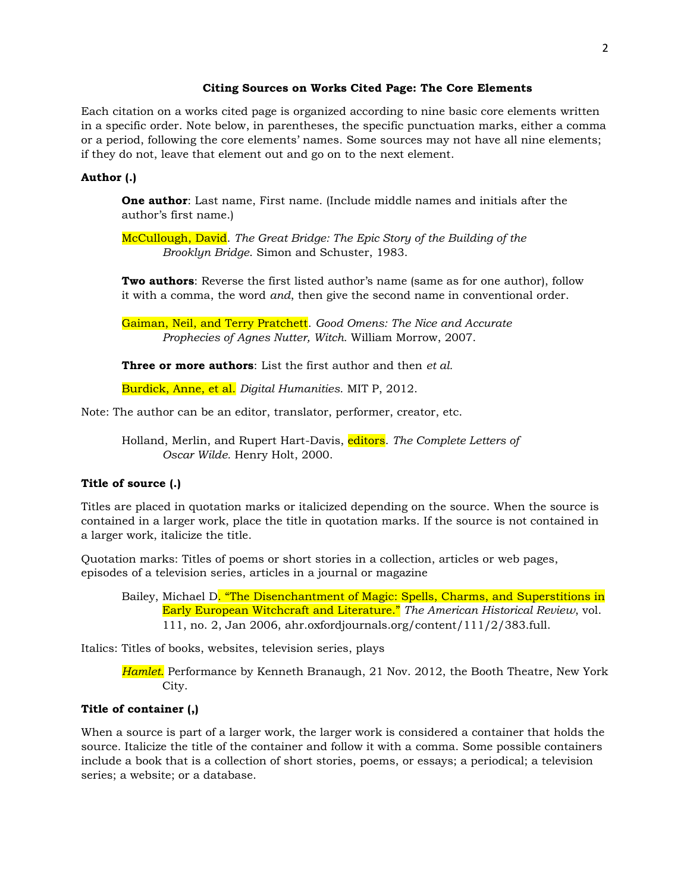## Citing Sources on Works Cited Page: The Core Elements

Each citation on a works cited page is organized according to nine basic core elements written in a specific order. Note below, in parentheses, the specific punctuation marks, either a comma or a period, following the core elements' names. Some sources may not have all nine elements; if they do not, leave that element out and go on to the next element.

**Author (.)**

> **One author**: Last name, First name. (Include middle names and initials after the author's first name.)
>
> McCullough, David. *The Great Bridge: The Epic Story of the Building of the Brooklyn Bridge*. Simon and Schuster, 1983.
>
> **Two authors**: Reverse the first listed author's name (same as for one author), follow it with a comma, the word *and*, then give the second name in conventional order.
>
> Gaiman, Neil, and Terry Pratchett. *Good Omens: The Nice and Accurate Prophecies of Agnes Nutter, Witch.* William Morrow, 2007.
>
> **Three or more authors**: List the first author and then *et al.*
>
> Burdick, Anne, et al. *Digital Humanities.* MIT P, 2012.

Note: The author can be an editor, translator, performer, creator, etc.

> Holland, Merlin, and Rupert Hart-Davis, editors. *The Complete Letters of Oscar Wilde*. Henry Holt, 2000.

**Title of source (.)**

Titles are placed in quotation marks or italicized depending on the source. When the source is contained in a larger work, place the title in quotation marks. If the source is not contained in a larger work, italicize the title.

Quotation marks: Titles of poems or short stories in a collection, articles or web pages, episodes of a television series, articles in a journal or magazine

> Bailey, Michael D. "The Disenchantment of Magic: Spells, Charms, and Superstitions in Early European Witchcraft and Literature." *The American Historical Review*, vol. 111, no. 2, Jan 2006, ahr.oxfordjournals.org/content/111/2/383.full.

Italics: Titles of books, websites, television series, plays

> *Hamlet.* Performance by Kenneth Branaugh, 21 Nov. 2012, the Booth Theatre, New York City.

**Title of container (,)**

When a source is part of a larger work, the larger work is considered a container that holds the source. Italicize the title of the container and follow it with a comma. Some possible containers include a book that is a collection of short stories, poems, or essays; a periodical; a television series; a website; or a database.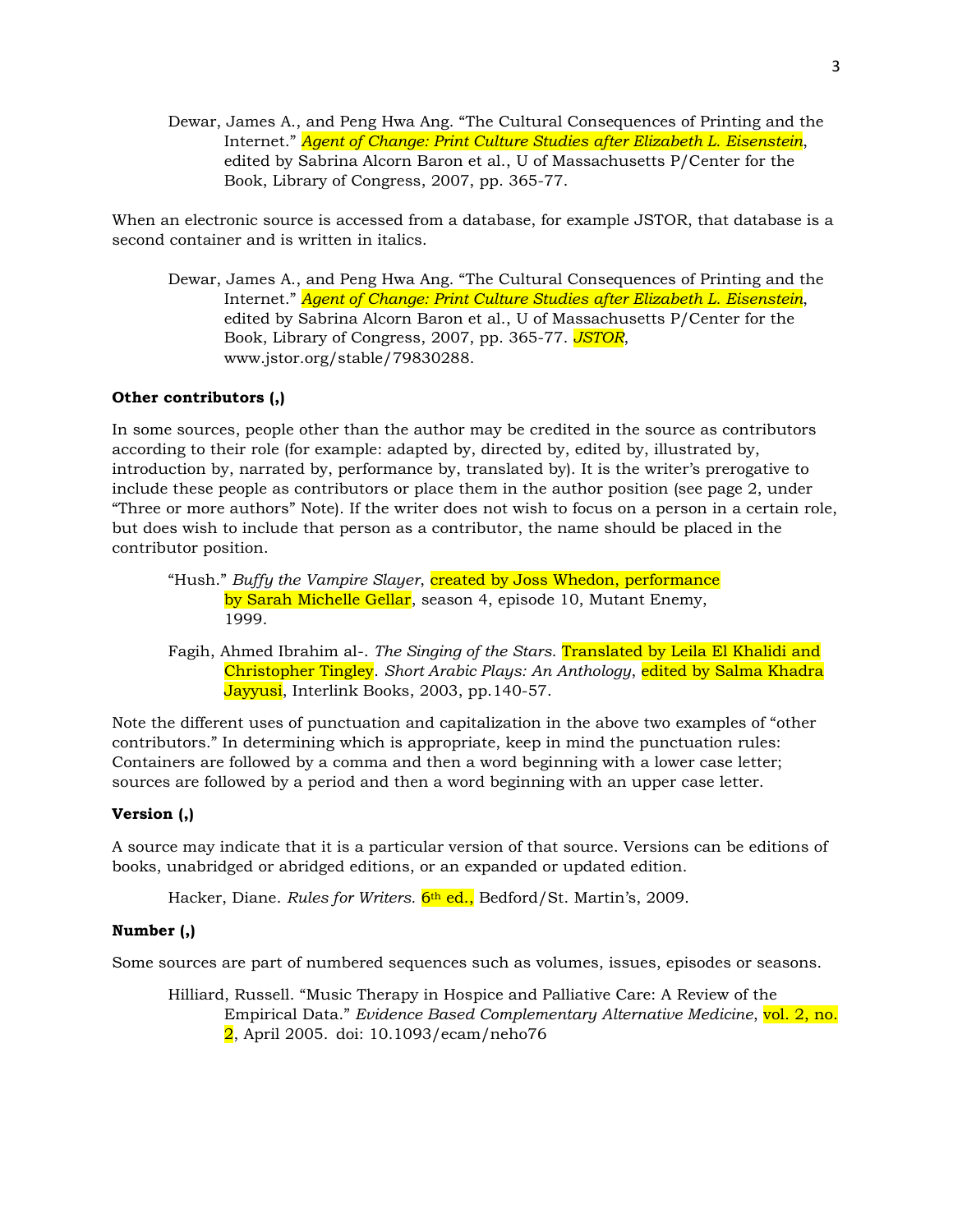Dewar, James A., and Peng Hwa Ang. "The Cultural Consequences of Printing and the Internet." *Agent of Change: Print Culture Studies after Elizabeth L. Eisenstein*, edited by Sabrina Alcorn Baron et al., U of Massachusetts P/Center for the Book, Library of Congress, 2007, pp. 365-77.

When an electronic source is accessed from a database, for example JSTOR, that database is a second container and is written in italics.

Dewar, James A., and Peng Hwa Ang. "The Cultural Consequences of Printing and the Internet." *Agent of Change: Print Culture Studies after Elizabeth L. Eisenstein*, edited by Sabrina Alcorn Baron et al., U of Massachusetts P/Center for the Book, Library of Congress, 2007, pp. 365-77. *JSTOR*, www.jstor.org/stable/79830288.

**Other contributors (,)**

In some sources, people other than the author may be credited in the source as contributors according to their role (for example: adapted by, directed by, edited by, illustrated by, introduction by, narrated by, performance by, translated by). It is the writer's prerogative to include these people as contributors or place them in the author position (see page 2, under "Three or more authors" Note). If the writer does not wish to focus on a person in a certain role, but does wish to include that person as a contributor, the name should be placed in the contributor position.

"Hush." *Buffy the Vampire Slayer*, created by Joss Whedon, performance by Sarah Michelle Gellar, season 4, episode 10, Mutant Enemy, 1999.

Fagih, Ahmed Ibrahim al-. *The Singing of the Stars*. Translated by Leila El Khalidi and Christopher Tingley. *Short Arabic Plays: An Anthology*, edited by Salma Khadra Jayyusi, Interlink Books, 2003, pp.140-57.

Note the different uses of punctuation and capitalization in the above two examples of "other contributors." In determining which is appropriate, keep in mind the punctuation rules: Containers are followed by a comma and then a word beginning with a lower case letter; sources are followed by a period and then a word beginning with an upper case letter.

**Version (,)**

A source may indicate that it is a particular version of that source. Versions can be editions of books, unabridged or abridged editions, or an expanded or updated edition.

Hacker, Diane. *Rules for Writers*. 6th ed., Bedford/St. Martin's, 2009.

**Number (,)**

Some sources are part of numbered sequences such as volumes, issues, episodes or seasons.

Hilliard, Russell. "Music Therapy in Hospice and Palliative Care: A Review of the Empirical Data." *Evidence Based Complementary Alternative Medicine*, vol. 2, no. 2, April 2005. doi: 10.1093/ecam/neho76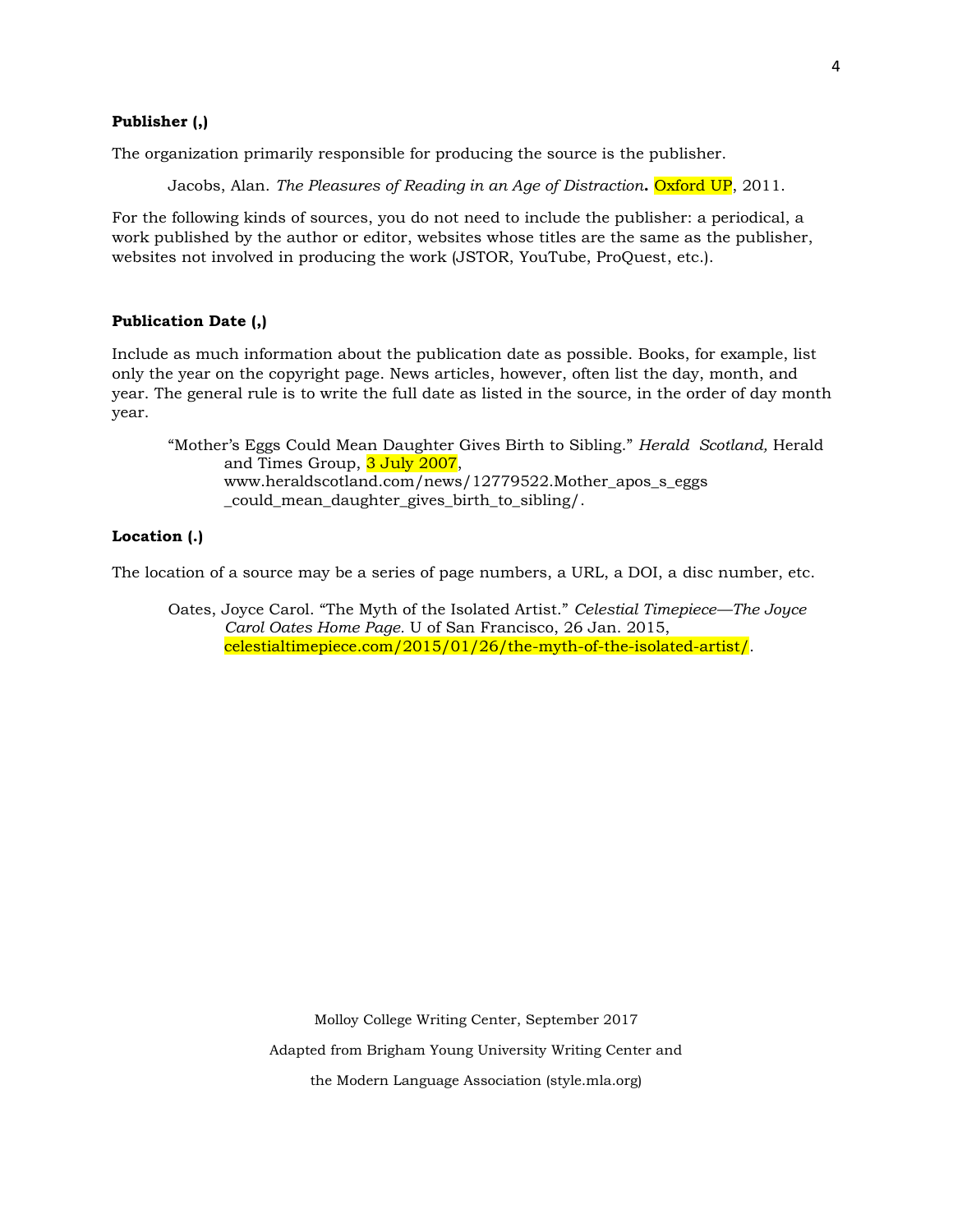**Publisher (,)**

The organization primarily responsible for producing the source is the publisher.

> Jacobs, Alan. *The Pleasures of Reading in an Age of Distraction***.** Oxford UP, 2011.

For the following kinds of sources, you do not need to include the publisher: a periodical, a work published by the author or editor, websites whose titles are the same as the publisher, websites not involved in producing the work (JSTOR, YouTube, ProQuest, etc.).

**Publication Date (,)**

Include as much information about the publication date as possible. Books, for example, list only the year on the copyright page. News articles, however, often list the day, month, and year. The general rule is to write the full date as listed in the source, in the order of day month year.

> "Mother's Eggs Could Mean Daughter Gives Birth to Sibling." *Herald Scotland,* Herald and Times Group, 3 July 2007, www.heraldscotland.com/news/12779522.Mother_apos_s_eggs_could_mean_daughter_gives_birth_to_sibling/.

**Location (.)**

The location of a source may be a series of page numbers, a URL, a DOI, a disc number, etc.

> Oates, Joyce Carol. "The Myth of the Isolated Artist." *Celestial Timepiece—The Joyce Carol Oates Home Page.* U of San Francisco, 26 Jan. 2015, celestialtimepiece.com/2015/01/26/the-myth-of-the-isolated-artist/.

Molloy College Writing Center, September 2017

Adapted from Brigham Young University Writing Center and

the Modern Language Association (style.mla.org)